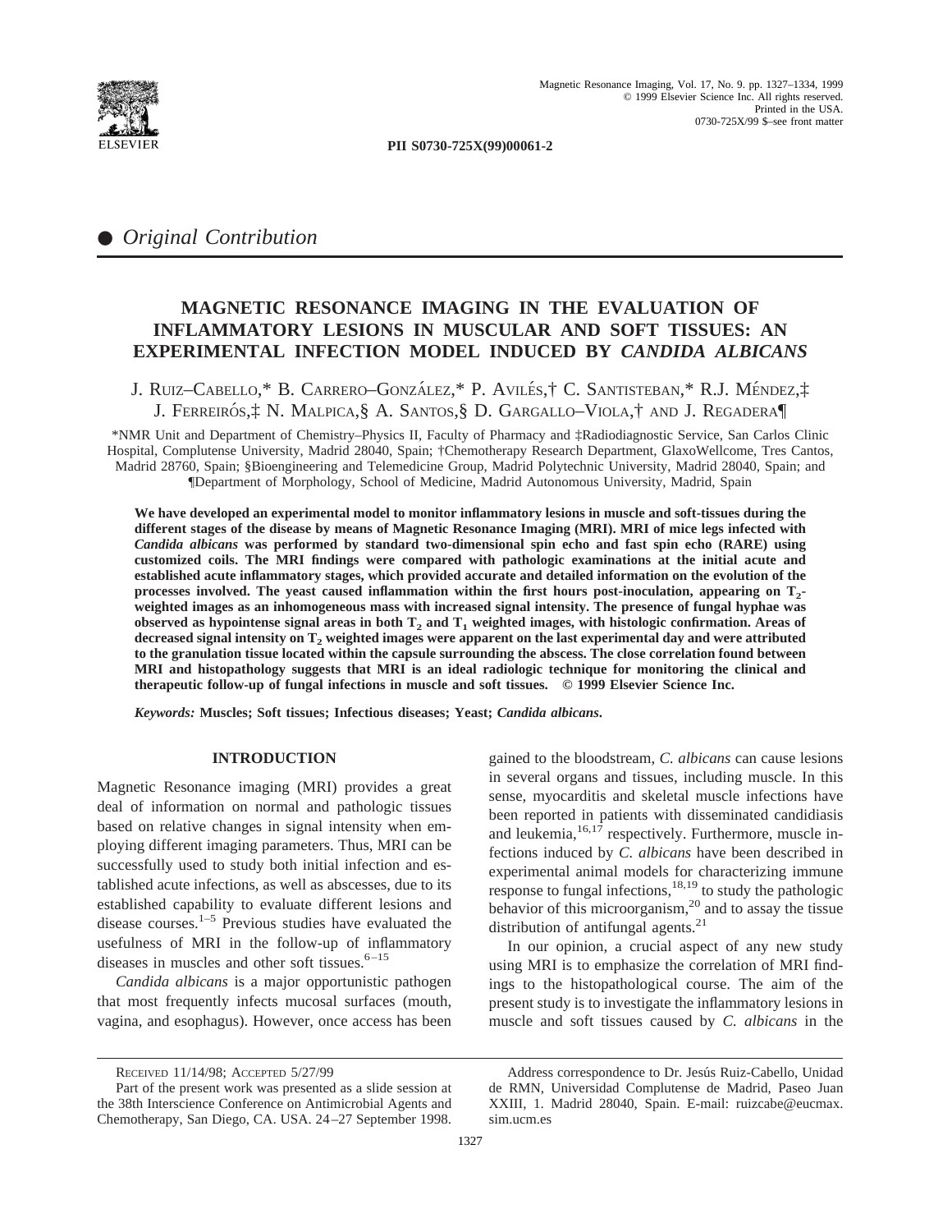PII S0730-725X(99)00061-2

● *Original Contribution*

# MAGNETIC RESONANCE IMAGING IN THE EVALUATION OF INFLAMMATORY LESIONS IN MUSCULAR AND SOFT TISSUES: AN EXPERIMENTAL INFECTION MODEL INDUCED BY *CANDIDA ALBICANS*

J. Ruiz–Cabello,* B. Carrero–González,* P. Avilés,† C. Santisteban,* R.J. Méndez,‡ J. Ferreirós,‡ N. Malpica,§ A. Santos,§ D. Gargallo–Viola,† and J. Regadera¶

*NMR Unit and Department of Chemistry–Physics II, Faculty of Pharmacy and ‡Radiodiagnostic Service, San Carlos Clinic Hospital, Complutense University, Madrid 28040, Spain; †Chemotherapy Research Department, GlaxoWellcome, Tres Cantos, Madrid 28760, Spain; §Bioengineering and Telemedicine Group, Madrid Polytechnic University, Madrid 28040, Spain; and ¶Department of Morphology, School of Medicine, Madrid Autonomous University, Madrid, Spain

**We have developed an experimental model to monitor inflammatory lesions in muscle and soft-tissues during the different stages of the disease by means of Magnetic Resonance Imaging (MRI). MRI of mice legs infected with *Candida albicans* was performed by standard two-dimensional spin echo and fast spin echo (RARE) using customized coils. The MRI findings were compared with pathologic examinations at the initial acute and established acute inflammatory stages, which provided accurate and detailed information on the evolution of the processes involved. The yeast caused inflammation within the first hours post-inoculation, appearing on $T_2$-weighted images as an inhomogeneous mass with increased signal intensity. The presence of fungal hyphae was observed as hypointense signal areas in both $T_2$ and $T_1$ weighted images, with histologic confirmation. Areas of decreased signal intensity on $T_2$ weighted images were apparent on the last experimental day and were attributed to the granulation tissue located within the capsule surrounding the abscess. The close correlation found between MRI and histopathology suggests that MRI is an ideal radiologic technique for monitoring the clinical and therapeutic follow-up of fungal infections in muscle and soft tissues. © 1999 Elsevier Science Inc.**

***Keywords:*** **Muscles; Soft tissues; Infectious diseases; Yeast; *Candida albicans*.**

## INTRODUCTION

Magnetic Resonance imaging (MRI) provides a great deal of information on normal and pathologic tissues based on relative changes in signal intensity when employing different imaging parameters. Thus, MRI can be successfully used to study both initial infection and established acute infections, as well as abscesses, due to its established capability to evaluate different lesions and disease courses.[1–5] Previous studies have evaluated the usefulness of MRI in the follow-up of inflammatory diseases in muscles and other soft tissues.[6–15]

*Candida albicans* is a major opportunistic pathogen that most frequently infects mucosal surfaces (mouth, vagina, and esophagus). However, once access has been gained to the bloodstream, *C. albicans* can cause lesions in several organs and tissues, including muscle. In this sense, myocarditis and skeletal muscle infections have been reported in patients with disseminated candidiasis and leukemia,[16,17] respectively. Furthermore, muscle infections induced by *C. albicans* have been described in experimental animal models for characterizing immune response to fungal infections,[18,19] to study the pathologic behavior of this microorganism,[20] and to assay the tissue distribution of antifungal agents.[21]

In our opinion, a crucial aspect of any new study using MRI is to emphasize the correlation of MRI findings to the histopathological course. The aim of the present study is to investigate the inflammatory lesions in muscle and soft tissues caused by *C. albicans* in the

Received 11/14/98; Accepted 5/27/99

Part of the present work was presented as a slide session at the 38th Interscience Conference on Antimicrobial Agents and Chemotherapy, San Diego, CA. USA. 24–27 September 1998.

Address correspondence to Dr. Jesús Ruiz-Cabello, Unidad de RMN, Universidad Complutense de Madrid, Paseo Juan XXIII, 1. Madrid 28040, Spain. E-mail: ruizcabe@eucmax.sim.ucm.es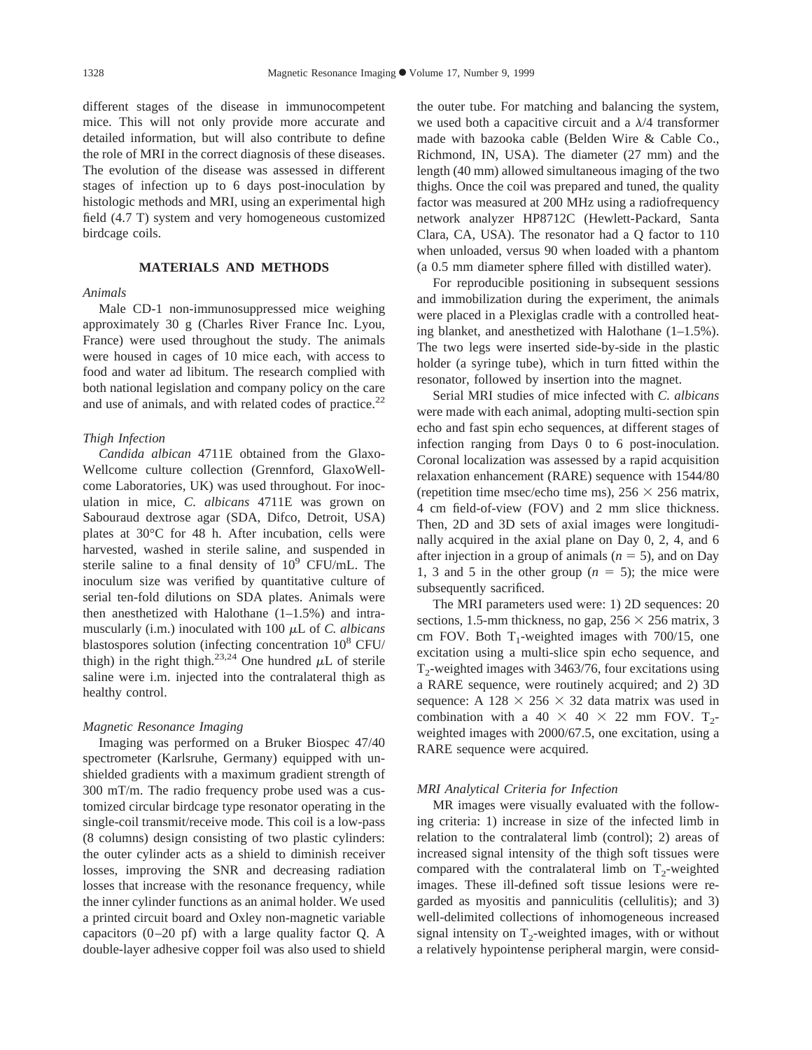different stages of the disease in immunocompetent mice. This will not only provide more accurate and detailed information, but will also contribute to define the role of MRI in the correct diagnosis of these diseases. The evolution of the disease was assessed in different stages of infection up to 6 days post-inoculation by histologic methods and MRI, using an experimental high field (4.7 T) system and very homogeneous customized birdcage coils.

## MATERIALS AND METHODS

### *Animals*

Male CD-1 non-immunosuppressed mice weighing approximately 30 g (Charles River France Inc. Lyou, France) were used throughout the study. The animals were housed in cages of 10 mice each, with access to food and water ad libitum. The research complied with both national legislation and company policy on the care and use of animals, and with related codes of practice.[22]

### *Thigh Infection*

*Candida albican* 4711E obtained from the Glaxo-Wellcome culture collection (Grennford, GlaxoWellcome Laboratories, UK) was used throughout. For inoculation in mice, *C. albicans* 4711E was grown on Sabouraud dextrose agar (SDA, Difco, Detroit, USA) plates at 30°C for 48 h. After incubation, cells were harvested, washed in sterile saline, and suspended in sterile saline to a final density of $10^9$ CFU/mL. The inoculum size was verified by quantitative culture of serial ten-fold dilutions on SDA plates. Animals were then anesthetized with Halothane (1–1.5%) and intramuscularly (i.m.) inoculated with 100 $\mu$L of *C. albicans* blastospores solution (infecting concentration $10^8$ CFU/thigh) in the right thigh.[23,24] One hundred $\mu$L of sterile saline were i.m. injected into the contralateral thigh as healthy control.

### *Magnetic Resonance Imaging*

Imaging was performed on a Bruker Biospec 47/40 spectrometer (Karlsruhe, Germany) equipped with unshielded gradients with a maximum gradient strength of 300 mT/m. The radio frequency probe used was a customized circular birdcage type resonator operating in the single-coil transmit/receive mode. This coil is a low-pass (8 columns) design consisting of two plastic cylinders: the outer cylinder acts as a shield to diminish receiver losses, improving the SNR and decreasing radiation losses that increase with the resonance frequency, while the inner cylinder functions as an animal holder. We used a printed circuit board and Oxley non-magnetic variable capacitors (0–20 pf) with a large quality factor Q. A double-layer adhesive copper foil was also used to shield the outer tube. For matching and balancing the system, we used both a capacitive circuit and a $\lambda/4$ transformer made with bazooka cable (Belden Wire & Cable Co., Richmond, IN, USA). The diameter (27 mm) and the length (40 mm) allowed simultaneous imaging of the two thighs. Once the coil was prepared and tuned, the quality factor was measured at 200 MHz using a radiofrequency network analyzer HP8712C (Hewlett-Packard, Santa Clara, CA, USA). The resonator had a Q factor to 110 when unloaded, versus 90 when loaded with a phantom (a 0.5 mm diameter sphere filled with distilled water).

For reproducible positioning in subsequent sessions and immobilization during the experiment, the animals were placed in a Plexiglas cradle with a controlled heating blanket, and anesthetized with Halothane (1–1.5%). The two legs were inserted side-by-side in the plastic holder (a syringe tube), which in turn fitted within the resonator, followed by insertion into the magnet.

Serial MRI studies of mice infected with *C. albicans* were made with each animal, adopting multi-section spin echo and fast spin echo sequences, at different stages of infection ranging from Days 0 to 6 post-inoculation. Coronal localization was assessed by a rapid acquisition relaxation enhancement (RARE) sequence with 1544/80 (repetition time msec/echo time ms), $256 \times 256$ matrix, 4 cm field-of-view (FOV) and 2 mm slice thickness. Then, 2D and 3D sets of axial images were longitudinally acquired in the axial plane on Day 0, 2, 4, and 6 after injection in a group of animals ($n = 5$), and on Day 1, 3 and 5 in the other group ($n = 5$); the mice were subsequently sacrificed.

The MRI parameters used were: 1) 2D sequences: 20 sections, 1.5-mm thickness, no gap, $256 \times 256$ matrix, 3 cm FOV. Both $T_1$-weighted images with 700/15, one excitation using a multi-slice spin echo sequence, and $T_2$-weighted images with 3463/76, four excitations using a RARE sequence, were routinely acquired; and 2) 3D sequence: A $128 \times 256 \times 32$ data matrix was used in combination with a $40 \times 40 \times 22$ mm FOV. $T_2$-weighted images with 2000/67.5, one excitation, using a RARE sequence were acquired.

### *MRI Analytical Criteria for Infection*

MR images were visually evaluated with the following criteria: 1) increase in size of the infected limb in relation to the contralateral limb (control); 2) areas of increased signal intensity of the thigh soft tissues were compared with the contralateral limb on $T_2$-weighted images. These ill-defined soft tissue lesions were regarded as myositis and panniculitis (cellulitis); and 3) well-delimited collections of inhomogeneous increased signal intensity on $T_2$-weighted images, with or without a relatively hypointense peripheral margin, were consid-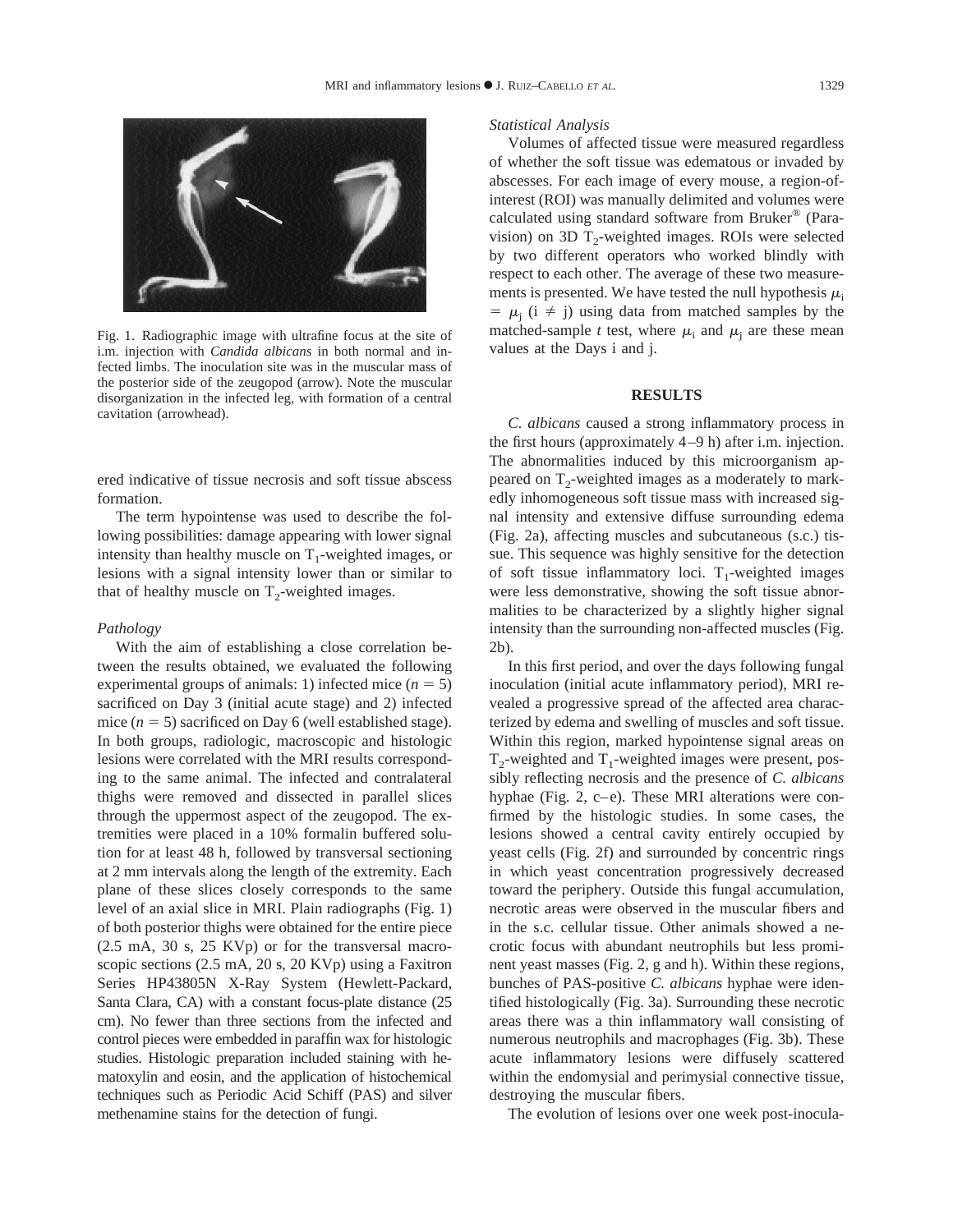Fig. 1. Radiographic image with ultrafine focus at the site of i.m. injection with *Candida albicans* in both normal and infected limbs. The inoculation site was in the muscular mass of the posterior side of the zeugopod (arrow). Note the muscular disorganization in the infected leg, with formation of a central cavitation (arrowhead).

ered indicative of tissue necrosis and soft tissue abscess formation.

The term hypointense was used to describe the following possibilities: damage appearing with lower signal intensity than healthy muscle on $T_1$-weighted images, or lesions with a signal intensity lower than or similar to that of healthy muscle on $T_2$-weighted images.

### *Pathology*

With the aim of establishing a close correlation between the results obtained, we evaluated the following experimental groups of animals: 1) infected mice ($n = 5$) sacrificed on Day 3 (initial acute stage) and 2) infected mice ($n = 5$) sacrificed on Day 6 (well established stage). In both groups, radiologic, macroscopic and histologic lesions were correlated with the MRI results corresponding to the same animal. The infected and contralateral thighs were removed and dissected in parallel slices through the uppermost aspect of the zeugopod. The extremities were placed in a 10% formalin buffered solution for at least 48 h, followed by transversal sectioning at 2 mm intervals along the length of the extremity. Each plane of these slices closely corresponds to the same level of an axial slice in MRI. Plain radiographs (Fig. 1) of both posterior thighs were obtained for the entire piece (2.5 mA, 30 s, 25 KVp) or for the transversal macroscopic sections (2.5 mA, 20 s, 20 KVp) using a Faxitron Series HP43805N X-Ray System (Hewlett-Packard, Santa Clara, CA) with a constant focus-plate distance (25 cm). No fewer than three sections from the infected and control pieces were embedded in paraffin wax for histologic studies. Histologic preparation included staining with hematoxylin and eosin, and the application of histochemical techniques such as Periodic Acid Schiff (PAS) and silver methenamine stains for the detection of fungi.

### *Statistical Analysis*

Volumes of affected tissue were measured regardless of whether the soft tissue was edematous or invaded by abscesses. For each image of every mouse, a region-of-interest (ROI) was manually delimited and volumes were calculated using standard software from Bruker® (Paravision) on 3D $T_2$-weighted images. ROIs were selected by two different operators who worked blindly with respect to each other. The average of these two measurements is presented. We have tested the null hypothesis $\mu_i = \mu_j$ ($i \neq j$) using data from matched samples by the matched-sample *t* test, where $\mu_i$ and $\mu_j$ are these mean values at the Days i and j.

## RESULTS

*C. albicans* caused a strong inflammatory process in the first hours (approximately 4–9 h) after i.m. injection. The abnormalities induced by this microorganism appeared on $T_2$-weighted images as a moderately to markedly inhomogeneous soft tissue mass with increased signal intensity and extensive diffuse surrounding edema (Fig. 2a), affecting muscles and subcutaneous (s.c.) tissue. This sequence was highly sensitive for the detection of soft tissue inflammatory loci. $T_1$-weighted images were less demonstrative, showing the soft tissue abnormalities to be characterized by a slightly higher signal intensity than the surrounding non-affected muscles (Fig. 2b).

In this first period, and over the days following fungal inoculation (initial acute inflammatory period), MRI revealed a progressive spread of the affected area characterized by edema and swelling of muscles and soft tissue. Within this region, marked hypointense signal areas on $T_2$-weighted and $T_1$-weighted images were present, possibly reflecting necrosis and the presence of *C. albicans* hyphae (Fig. 2, c–e). These MRI alterations were confirmed by the histologic studies. In some cases, the lesions showed a central cavity entirely occupied by yeast cells (Fig. 2f) and surrounded by concentric rings in which yeast concentration progressively decreased toward the periphery. Outside this fungal accumulation, necrotic areas were observed in the muscular fibers and in the s.c. cellular tissue. Other animals showed a necrotic focus with abundant neutrophils but less prominent yeast masses (Fig. 2, g and h). Within these regions, bunches of PAS-positive *C. albicans* hyphae were identified histologically (Fig. 3a). Surrounding these necrotic areas there was a thin inflammatory wall consisting of numerous neutrophils and macrophages (Fig. 3b). These acute inflammatory lesions were diffusely scattered within the endomysial and perimysial connective tissue, destroying the muscular fibers.

The evolution of lesions over one week post-inocula-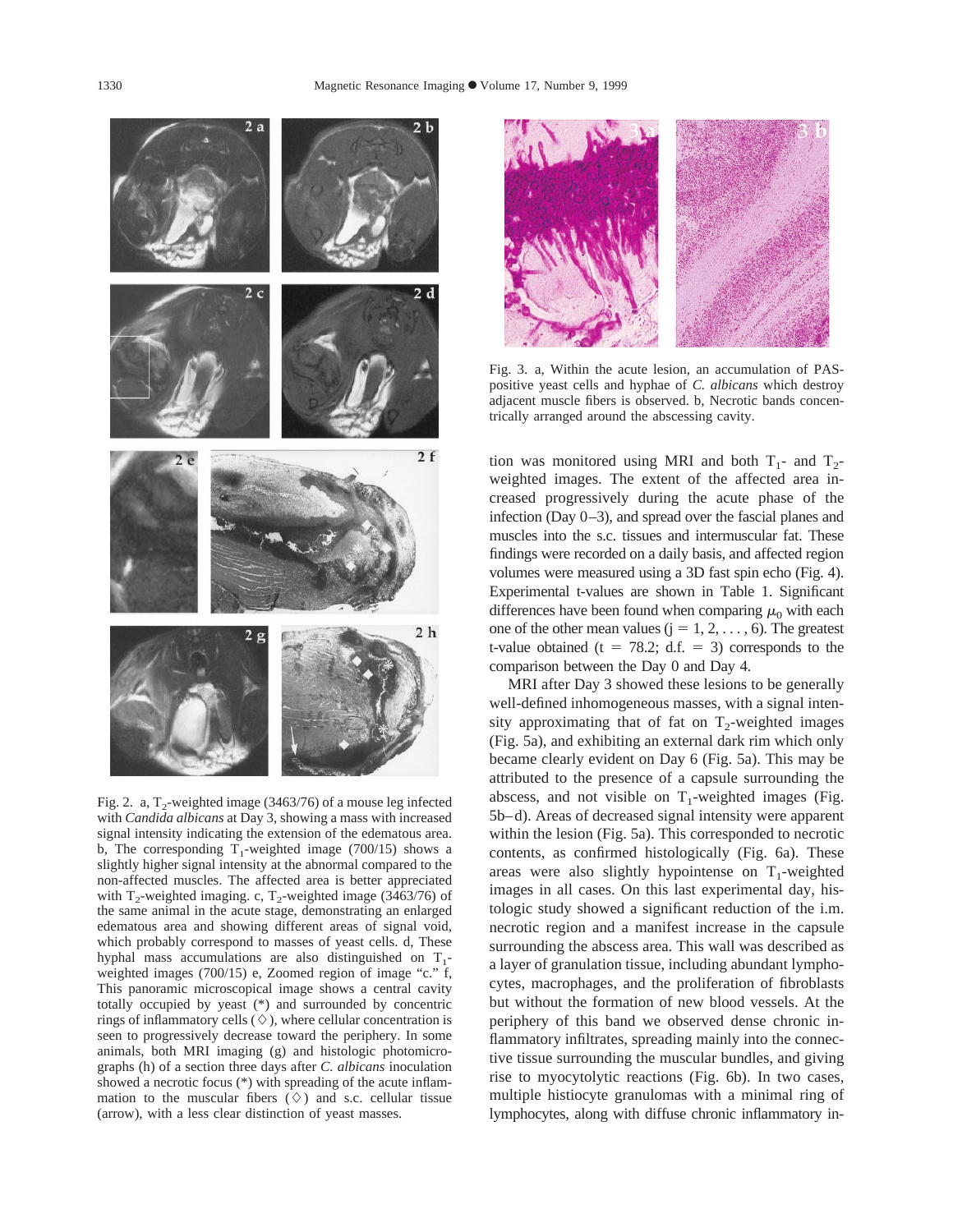Fig. 2. a, $T_2$-weighted image (3463/76) of a mouse leg infected with *Candida albicans* at Day 3, showing a mass with increased signal intensity indicating the extension of the edematous area. b, The corresponding $T_1$-weighted image (700/15) shows a slightly higher signal intensity at the abnormal compared to the non-affected muscles. The affected area is better appreciated with $T_2$-weighted imaging. c, $T_2$-weighted image (3463/76) of the same animal in the acute stage, demonstrating an enlarged edematous area and showing different areas of signal void, which probably correspond to masses of yeast cells. d, These hyphal mass accumulations are also distinguished on $T_1$-weighted images (700/15) e, Zoomed region of image "c." f, This panoramic microscopical image shows a central cavity totally occupied by yeast (*) and surrounded by concentric rings of inflammatory cells (◇), where cellular concentration is seen to progressively decrease toward the periphery. In some animals, both MRI imaging (g) and histologic photomicrographs (h) of a section three days after *C. albicans* inoculation showed a necrotic focus (*) with spreading of the acute inflammation to the muscular fibers (◇) and s.c. cellular tissue (arrow), with a less clear distinction of yeast masses.

Fig. 3. a, Within the acute lesion, an accumulation of PAS-positive yeast cells and hyphae of *C. albicans* which destroy adjacent muscle fibers is observed. b, Necrotic bands concentrically arranged around the abscessing cavity.

tion was monitored using MRI and both $T_1$- and $T_2$-weighted images. The extent of the affected area increased progressively during the acute phase of the infection (Day 0–3), and spread over the fascial planes and muscles into the s.c. tissues and intermuscular fat. These findings were recorded on a daily basis, and affected region volumes were measured using a 3D fast spin echo (Fig. 4). Experimental t-values are shown in Table 1. Significant differences have been found when comparing $\mu_0$ with each one of the other mean values ($j = 1, 2, \ldots, 6$). The greatest t-value obtained ($t = 78.2$; d.f. $= 3$) corresponds to the comparison between the Day 0 and Day 4.

MRI after Day 3 showed these lesions to be generally well-defined inhomogeneous masses, with a signal intensity approximating that of fat on $T_2$-weighted images (Fig. 5a), and exhibiting an external dark rim which only became clearly evident on Day 6 (Fig. 5a). This may be attributed to the presence of a capsule surrounding the abscess, and not visible on $T_1$-weighted images (Fig. 5b–d). Areas of decreased signal intensity were apparent within the lesion (Fig. 5a). This corresponded to necrotic contents, as confirmed histologically (Fig. 6a). These areas were also slightly hypointense on $T_1$-weighted images in all cases. On this last experimental day, histologic study showed a significant reduction of the i.m. necrotic region and a manifest increase in the capsule surrounding the abscess area. This wall was described as a layer of granulation tissue, including abundant lymphocytes, macrophages, and the proliferation of fibroblasts but without the formation of new blood vessels. At the periphery of this band we observed dense chronic inflammatory infiltrates, spreading mainly into the connective tissue surrounding the muscular bundles, and giving rise to myocytolytic reactions (Fig. 6b). In two cases, multiple histiocyte granulomas with a minimal ring of lymphocytes, along with diffuse chronic inflammatory in-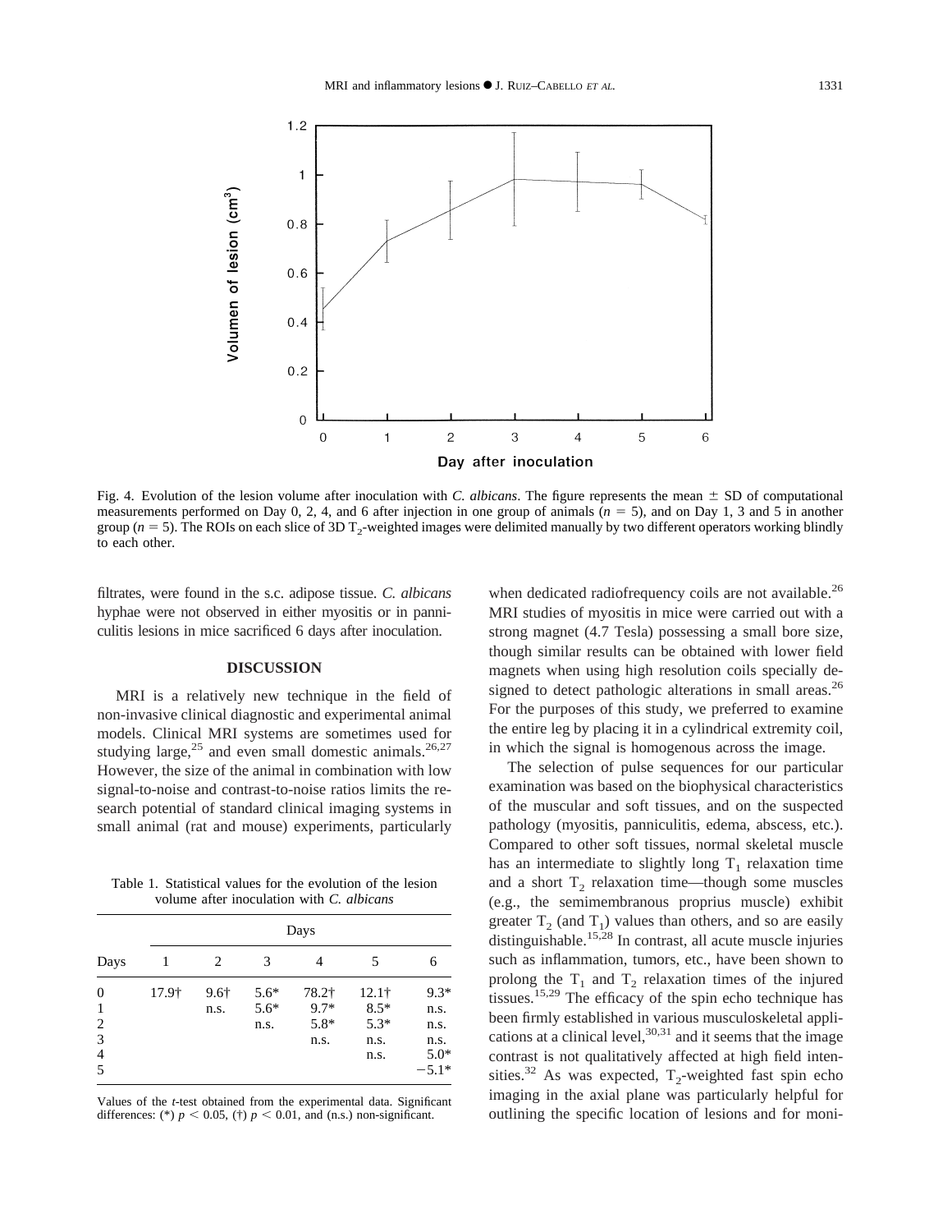Fig. 4. Evolution of the lesion volume after inoculation with *C. albicans*. The figure represents the mean ± SD of computational measurements performed on Day 0, 2, 4, and 6 after injection in one group of animals ($n = 5$), and on Day 1, 3 and 5 in another group ($n = 5$). The ROIs on each slice of 3D $T_2$-weighted images were delimited manually by two different operators working blindly to each other.

filtrates, were found in the s.c. adipose tissue. *C. albicans* hyphae were not observed in either myositis or in panniculitis lesions in mice sacrificed 6 days after inoculation.

## DISCUSSION

MRI is a relatively new technique in the field of non-invasive clinical diagnostic and experimental animal models. Clinical MRI systems are sometimes used for studying large,[25] and even small domestic animals.[26,27] However, the size of the animal in combination with low signal-to-noise and contrast-to-noise ratios limits the research potential of standard clinical imaging systems in small animal (rat and mouse) experiments, particularly when dedicated radiofrequency coils are not available.[26] MRI studies of myositis in mice were carried out with a strong magnet (4.7 Tesla) possessing a small bore size, though similar results can be obtained with lower field magnets when using high resolution coils specially designed to detect pathologic alterations in small areas.[26] For the purposes of this study, we preferred to examine the entire leg by placing it in a cylindrical extremity coil, in which the signal is homogenous across the image.

Table 1. Statistical values for the evolution of the lesion volume after inoculation with *C. albicans*

| | Days | | | | | |
|---|---|---|---|---|---|---|
| Days | 1 | 2 | 3 | 4 | 5 | 6 |
| 0 | 17.9† | 9.6† | 5.6* | 78.2† | 12.1† | 9.3* |
| 1 | | n.s. | 5.6* | 9.7* | 8.5* | n.s. |
| 2 | | | n.s. | 5.8* | 5.3* | n.s. |
| 3 | | | | n.s. | n.s. | n.s. |
| 4 | | | | | n.s. | 5.0* |
| 5 | | | | | | −5.1* |

Values of the *t*-test obtained from the experimental data. Significant differences: (*) $p < 0.05$, (†) $p < 0.01$, and (n.s.) non-significant.

The selection of pulse sequences for our particular examination was based on the biophysical characteristics of the muscular and soft tissues, and on the suspected pathology (myositis, panniculitis, edema, abscess, etc.). Compared to other soft tissues, normal skeletal muscle has an intermediate to slightly long $T_1$ relaxation time and a short $T_2$ relaxation time—though some muscles (e.g., the semimembranous proprius muscle) exhibit greater $T_2$ (and $T_1$) values than others, and so are easily distinguishable.[15,28] In contrast, all acute muscle injuries such as inflammation, tumors, etc., have been shown to prolong the $T_1$ and $T_2$ relaxation times of the injured tissues.[15,29] The efficacy of the spin echo technique has been firmly established in various musculoskeletal applications at a clinical level,[30,31] and it seems that the image contrast is not qualitatively affected at high field intensities.[32] As was expected, $T_2$-weighted fast spin echo imaging in the axial plane was particularly helpful for outlining the specific location of lesions and for moni-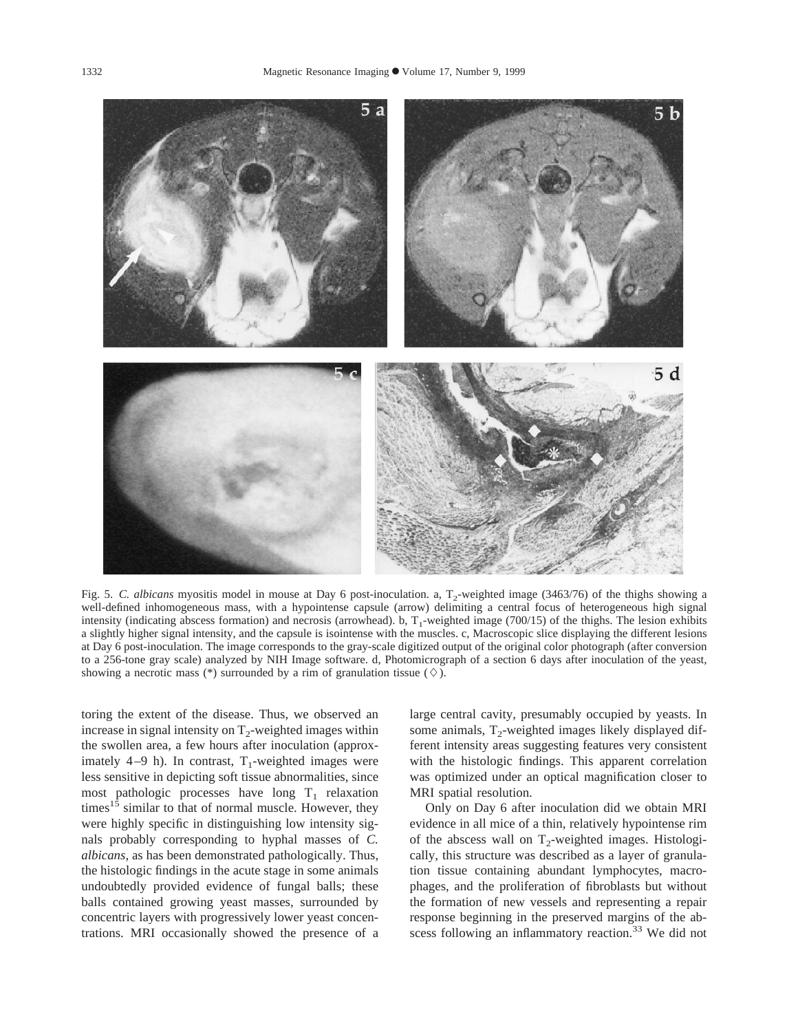Fig. 5. *C. albicans* myositis model in mouse at Day 6 post-inoculation. a, $T_2$-weighted image (3463/76) of the thighs showing a well-defined inhomogeneous mass, with a hypointense capsule (arrow) delimiting a central focus of heterogeneous high signal intensity (indicating abscess formation) and necrosis (arrowhead). b, $T_1$-weighted image (700/15) of the thighs. The lesion exhibits a slightly higher signal intensity, and the capsule is isointense with the muscles. c, Macroscopic slice displaying the different lesions at Day 6 post-inoculation. The image corresponds to the gray-scale digitized output of the original color photograph (after conversion to a 256-tone gray scale) analyzed by NIH Image software. d, Photomicrograph of a section 6 days after inoculation of the yeast, showing a necrotic mass (*) surrounded by a rim of granulation tissue (◇).

toring the extent of the disease. Thus, we observed an increase in signal intensity on $T_2$-weighted images within the swollen area, a few hours after inoculation (approximately 4–9 h). In contrast, $T_1$-weighted images were less sensitive in depicting soft tissue abnormalities, since most pathologic processes have long $T_1$ relaxation times[15] similar to that of normal muscle. However, they were highly specific in distinguishing low intensity signals probably corresponding to hyphal masses of *C. albicans*, as has been demonstrated pathologically. Thus, the histologic findings in the acute stage in some animals undoubtedly provided evidence of fungal balls; these balls contained growing yeast masses, surrounded by concentric layers with progressively lower yeast concentrations. MRI occasionally showed the presence of a large central cavity, presumably occupied by yeasts. In some animals, $T_2$-weighted images likely displayed different intensity areas suggesting features very consistent with the histologic findings. This apparent correlation was optimized under an optical magnification closer to MRI spatial resolution.

Only on Day 6 after inoculation did we obtain MRI evidence in all mice of a thin, relatively hypointense rim of the abscess wall on $T_2$-weighted images. Histologically, this structure was described as a layer of granulation tissue containing abundant lymphocytes, macrophages, and the proliferation of fibroblasts but without the formation of new vessels and representing a repair response beginning in the preserved margins of the abscess following an inflammatory reaction.[33] We did not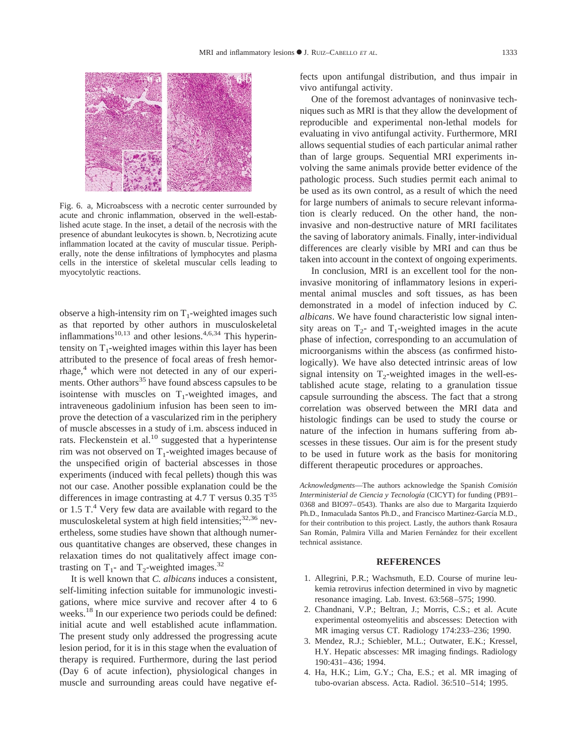Fig. 6. a, Microabscess with a necrotic center surrounded by acute and chronic inflammation, observed in the well-established acute stage. In the inset, a detail of the necrosis with the presence of abundant leukocytes is shown. b, Necrotizing acute inflammation located at the cavity of muscular tissue. Peripherally, note the dense infiltrations of lymphocytes and plasma cells in the interstice of skeletal muscular cells leading to myocytolytic reactions.

observe a high-intensity rim on $T_1$-weighted images such as that reported by other authors in musculoskeletal inflammations[10,13] and other lesions.[4,6,34] This hyperintensity on $T_1$-weighted images within this layer has been attributed to the presence of focal areas of fresh hemorrhage,[4] which were not detected in any of our experiments. Other authors[35] have found abscess capsules to be isointense with muscles on $T_1$-weighted images, and intraveneous gadolinium infusion has been seen to improve the detection of a vascularized rim in the periphery of muscle abscesses in a study of i.m. abscess induced in rats. Fleckenstein et al.[10] suggested that a hyperintense rim was not observed on $T_1$-weighted images because of the unspecified origin of bacterial abscesses in those experiments (induced with fecal pellets) though this was not our case. Another possible explanation could be the differences in image contrasting at 4.7 T versus 0.35 T[35] or 1.5 T.[4] Very few data are available with regard to the musculoskeletal system at high field intensities;[32,36] nevertheless, some studies have shown that although numerous quantitative changes are observed, these changes in relaxation times do not qualitatively affect image contrasting on $T_1$- and $T_2$-weighted images.[32]

It is well known that *C. albicans* induces a consistent, self-limiting infection suitable for immunologic investigations, where mice survive and recover after 4 to 6 weeks.[18] In our experience two periods could be defined: initial acute and well established acute inflammation. The present study only addressed the progressing acute lesion period, for it is in this stage when the evaluation of therapy is required. Furthermore, during the last period (Day 6 of acute infection), physiological changes in muscle and surrounding areas could have negative effects upon antifungal distribution, and thus impair in vivo antifungal activity.

One of the foremost advantages of noninvasive techniques such as MRI is that they allow the development of reproducible and experimental non-lethal models for evaluating in vivo antifungal activity. Furthermore, MRI allows sequential studies of each particular animal rather than of large groups. Sequential MRI experiments involving the same animals provide better evidence of the pathologic process. Such studies permit each animal to be used as its own control, as a result of which the need for large numbers of animals to secure relevant information is clearly reduced. On the other hand, the noninvasive and non-destructive nature of MRI facilitates the saving of laboratory animals. Finally, inter-individual differences are clearly visible by MRI and can thus be taken into account in the context of ongoing experiments.

In conclusion, MRI is an excellent tool for the noninvasive monitoring of inflammatory lesions in experimental animal muscles and soft tissues, as has been demonstrated in a model of infection induced by *C. albicans*. We have found characteristic low signal intensity areas on $T_2$- and $T_1$-weighted images in the acute phase of infection, corresponding to an accumulation of microorganisms within the abscess (as confirmed histologically). We have also detected intrinsic areas of low signal intensity on $T_2$-weighted images in the well-established acute stage, relating to a granulation tissue capsule surrounding the abscess. The fact that a strong correlation was observed between the MRI data and histologic findings can be used to study the course or nature of the infection in humans suffering from abscesses in these tissues. Our aim is for the present study to be used in future work as the basis for monitoring different therapeutic procedures or approaches.

*Acknowledgments*—The authors acknowledge the Spanish *Comisión Interministerial de Ciencia y Tecnología* (CICYT) for funding (PB91–0368 and BIO97–0543). Thanks are also due to Margarita Izquierdo Ph.D., Inmaculada Santos Ph.D., and Francisco Martinez-García M.D., for their contribution to this project. Lastly, the authors thank Rosaura San Román, Palmira Villa and Marien Fernández for their excellent technical assistance.

## REFERENCES

1. Allegrini, P.R.; Wachsmuth, E.D. Course of murine leukemia retrovirus infection determined in vivo by magnetic resonance imaging. Lab. Invest. 63:568–575; 1990.
2. Chandnani, V.P.; Beltran, J.; Morris, C.S.; et al. Acute experimental osteomyelitis and abscesses: Detection with MR imaging versus CT. Radiology 174:233–236; 1990.
3. Mendez, R.J.; Schiebler, M.L.; Outwater, E.K.; Kressel, H.Y. Hepatic abscesses: MR imaging findings. Radiology 190:431–436; 1994.
4. Ha, H.K.; Lim, G.Y.; Cha, E.S.; et al. MR imaging of tubo-ovarian abscess. Acta. Radiol. 36:510–514; 1995.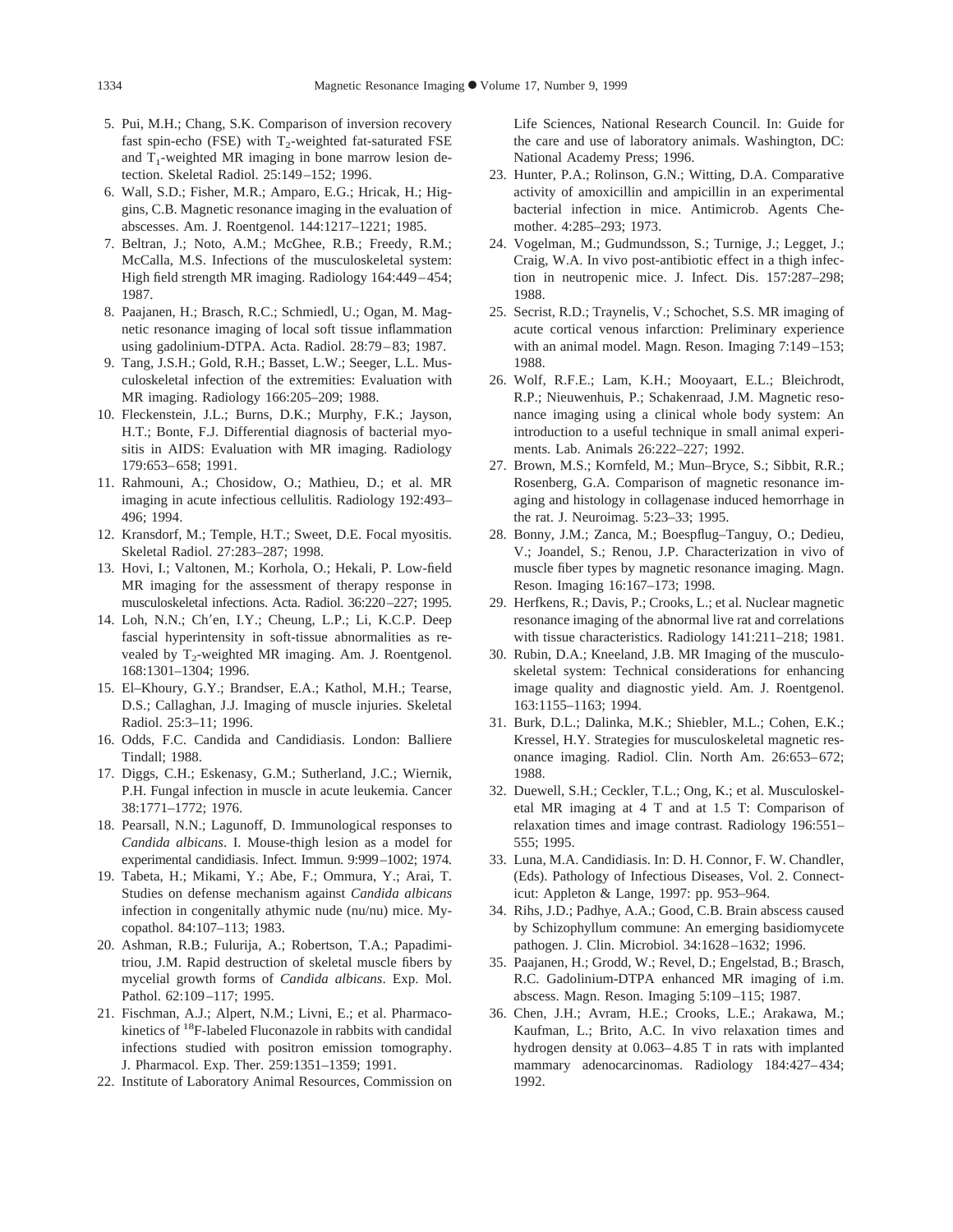5. Pui, M.H.; Chang, S.K. Comparison of inversion recovery fast spin-echo (FSE) with $T_2$-weighted fat-saturated FSE and $T_1$-weighted MR imaging in bone marrow lesion detection. Skeletal Radiol. 25:149–152; 1996.
6. Wall, S.D.; Fisher, M.R.; Amparo, E.G.; Hricak, H.; Higgins, C.B. Magnetic resonance imaging in the evaluation of abscesses. Am. J. Roentgenol. 144:1217–1221; 1985.
7. Beltran, J.; Noto, A.M.; McGhee, R.B.; Freedy, R.M.; McCalla, M.S. Infections of the musculoskeletal system: High field strength MR imaging. Radiology 164:449–454; 1987.
8. Paajanen, H.; Brasch, R.C.; Schmiedl, U.; Ogan, M. Magnetic resonance imaging of local soft tissue inflammation using gadolinium-DTPA. Acta. Radiol. 28:79–83; 1987.
9. Tang, J.S.H.; Gold, R.H.; Basset, L.W.; Seeger, L.L. Musculoskeletal infection of the extremities: Evaluation with MR imaging. Radiology 166:205–209; 1988.
10. Fleckenstein, J.L.; Burns, D.K.; Murphy, F.K.; Jayson, H.T.; Bonte, F.J. Differential diagnosis of bacterial myositis in AIDS: Evaluation with MR imaging. Radiology 179:653–658; 1991.
11. Rahmouni, A.; Chosidow, O.; Mathieu, D.; et al. MR imaging in acute infectious cellulitis. Radiology 192:493–496; 1994.
12. Kransdorf, M.; Temple, H.T.; Sweet, D.E. Focal myositis. Skeletal Radiol. 27:283–287; 1998.
13. Hovi, I.; Valtonen, M.; Korhola, O.; Hekali, P. Low-field MR imaging for the assessment of therapy response in musculoskeletal infections. Acta. Radiol. 36:220–227; 1995.
14. Loh, N.N.; Ch'en, I.Y.; Cheung, L.P.; Li, K.C.P. Deep fascial hyperintensity in soft-tissue abnormalities as revealed by $T_2$-weighted MR imaging. Am. J. Roentgenol. 168:1301–1304; 1996.
15. El–Khoury, G.Y.; Brandser, E.A.; Kathol, M.H.; Tearse, D.S.; Callaghan, J.J. Imaging of muscle injuries. Skeletal Radiol. 25:3–11; 1996.
16. Odds, F.C. Candida and Candidiasis. London: Balliere Tindall; 1988.
17. Diggs, C.H.; Eskenasy, G.M.; Sutherland, J.C.; Wiernik, P.H. Fungal infection in muscle in acute leukemia. Cancer 38:1771–1772; 1976.
18. Pearsall, N.N.; Lagunoff, D. Immunological responses to *Candida albicans*. I. Mouse-thigh lesion as a model for experimental candidiasis. Infect. Immun. 9:999–1002; 1974.
19. Tabeta, H.; Mikami, Y.; Abe, F.; Ommura, Y.; Arai, T. Studies on defense mechanism against *Candida albicans* infection in congenitally athymic nude (nu/nu) mice. Mycopathol. 84:107–113; 1983.
20. Ashman, R.B.; Fulurija, A.; Robertson, T.A.; Papadimitriou, J.M. Rapid destruction of skeletal muscle fibers by mycelial growth forms of *Candida albicans*. Exp. Mol. Pathol. 62:109–117; 1995.
21. Fischman, A.J.; Alpert, N.M.; Livni, E.; et al. Pharmacokinetics of $^{18}$F-labeled Fluconazole in rabbits with candidal infections studied with positron emission tomography. J. Pharmacol. Exp. Ther. 259:1351–1359; 1991.
22. Institute of Laboratory Animal Resources, Commission on Life Sciences, National Research Council. In: Guide for the care and use of laboratory animals. Washington, DC: National Academy Press; 1996.
23. Hunter, P.A.; Rolinson, G.N.; Witting, D.A. Comparative activity of amoxicillin and ampicillin in an experimental bacterial infection in mice. Antimicrob. Agents Chemother. 4:285–293; 1973.
24. Vogelman, M.; Gudmundsson, S.; Turnige, J.; Legget, J.; Craig, W.A. In vivo post-antibiotic effect in a thigh infection in neutropenic mice. J. Infect. Dis. 157:287–298; 1988.
25. Secrist, R.D.; Traynelis, V.; Schochet, S.S. MR imaging of acute cortical venous infarction: Preliminary experience with an animal model. Magn. Reson. Imaging 7:149–153; 1988.
26. Wolf, R.F.E.; Lam, K.H.; Mooyaart, E.L.; Bleichrodt, R.P.; Nieuwenhuis, P.; Schakenraad, J.M. Magnetic resonance imaging using a clinical whole body system: An introduction to a useful technique in small animal experiments. Lab. Animals 26:222–227; 1992.
27. Brown, M.S.; Kornfeld, M.; Mun–Bryce, S.; Sibbit, R.R.; Rosenberg, G.A. Comparison of magnetic resonance imaging and histology in collagenase induced hemorrhage in the rat. J. Neuroimag. 5:23–33; 1995.
28. Bonny, J.M.; Zanca, M.; Boespflug–Tanguy, O.; Dedieu, V.; Joandel, S.; Renou, J.P. Characterization in vivo of muscle fiber types by magnetic resonance imaging. Magn. Reson. Imaging 16:167–173; 1998.
29. Herfkens, R.; Davis, P.; Crooks, L.; et al. Nuclear magnetic resonance imaging of the abnormal live rat and correlations with tissue characteristics. Radiology 141:211–218; 1981.
30. Rubin, D.A.; Kneeland, J.B. MR Imaging of the musculoskeletal system: Technical considerations for enhancing image quality and diagnostic yield. Am. J. Roentgenol. 163:1155–1163; 1994.
31. Burk, D.L.; Dalinka, M.K.; Shiebler, M.L.; Cohen, E.K.; Kressel, H.Y. Strategies for musculoskeletal magnetic resonance imaging. Radiol. Clin. North Am. 26:653–672; 1988.
32. Duewell, S.H.; Ceckler, T.L.; Ong, K.; et al. Musculoskeletal MR imaging at 4 T and at 1.5 T: Comparison of relaxation times and image contrast. Radiology 196:551–555; 1995.
33. Luna, M.A. Candidiasis. In: D. H. Connor, F. W. Chandler, (Eds). Pathology of Infectious Diseases, Vol. 2. Connecticut: Appleton & Lange, 1997: pp. 953–964.
34. Rihs, J.D.; Padhye, A.A.; Good, C.B. Brain abscess caused by Schizophyllum commune: An emerging basidiomycete pathogen. J. Clin. Microbiol. 34:1628–1632; 1996.
35. Paajanen, H.; Grodd, W.; Revel, D.; Engelstad, B.; Brasch, R.C. Gadolinium-DTPA enhanced MR imaging of i.m. abscess. Magn. Reson. Imaging 5:109–115; 1987.
36. Chen, J.H.; Avram, H.E.; Crooks, L.E.; Arakawa, M.; Kaufman, L.; Brito, A.C. In vivo relaxation times and hydrogen density at 0.063–4.85 T in rats with implanted mammary adenocarcinomas. Radiology 184:427–434; 1992.